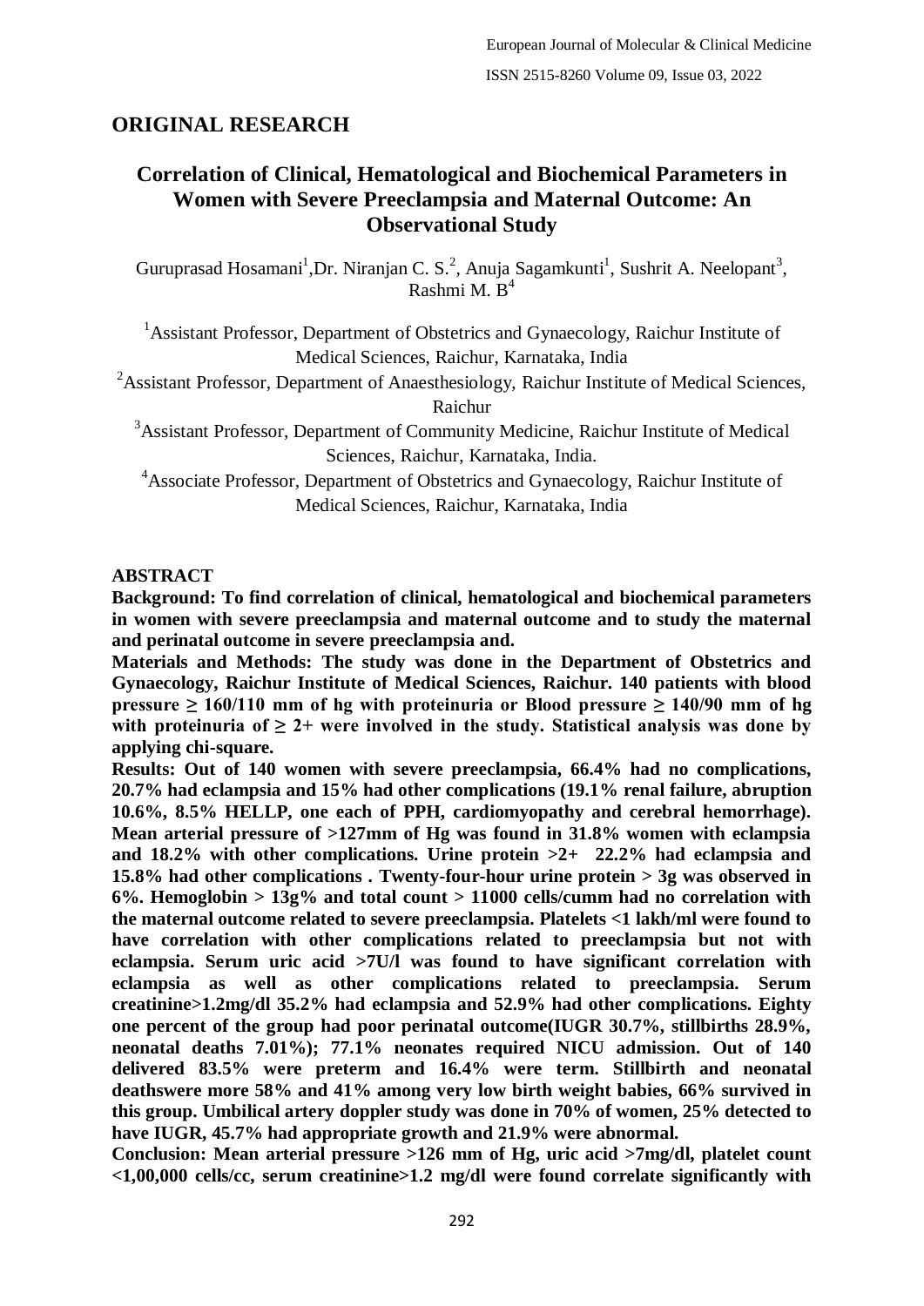## ORIGINAL RESEARCH

# Correlation of Clinical, Hematological and Biochemical Parameters in Women with Severe Preeclampsia and Maternal Outcome: An Observational Study

Guruprasad Hosamani[1],Dr. Niranjan C. S.[2], Anuja Sagamkunti[1], Sushrit A. Neelopant[3], Rashmi M. B[4]

[1]Assistant Professor, Department of Obstetrics and Gynaecology, Raichur Institute of Medical Sciences, Raichur, Karnataka, India

[2]Assistant Professor, Department of Anaesthesiology, Raichur Institute of Medical Sciences, Raichur

[3]Assistant Professor, Department of Community Medicine, Raichur Institute of Medical Sciences, Raichur, Karnataka, India.

[4]Associate Professor, Department of Obstetrics and Gynaecology, Raichur Institute of Medical Sciences, Raichur, Karnataka, India

### ABSTRACT

**Background: To find correlation of clinical, hematological and biochemical parameters in women with severe preeclampsia and maternal outcome and to study the maternal and perinatal outcome in severe preeclampsia and.**

**Materials and Methods: The study was done in the Department of Obstetrics and Gynaecology, Raichur Institute of Medical Sciences, Raichur. 140 patients with blood pressure ≥ 160/110 mm of hg with proteinuria or Blood pressure ≥ 140/90 mm of hg with proteinuria of ≥ 2+ were involved in the study. Statistical analysis was done by applying chi-square.**

**Results: Out of 140 women with severe preeclampsia, 66.4% had no complications, 20.7% had eclampsia and 15% had other complications (19.1% renal failure, abruption 10.6%, 8.5% HELLP, one each of PPH, cardiomyopathy and cerebral hemorrhage). Mean arterial pressure of >127mm of Hg was found in 31.8% women with eclampsia and 18.2% with other complications. Urine protein >2+ 22.2% had eclampsia and 15.8% had other complications . Twenty-four-hour urine protein > 3g was observed in 6%. Hemoglobin > 13g% and total count > 11000 cells/cumm had no correlation with the maternal outcome related to severe preeclampsia. Platelets <1 lakh/ml were found to have correlation with other complications related to preeclampsia but not with eclampsia. Serum uric acid >7U/l was found to have significant correlation with eclampsia as well as other complications related to preeclampsia. Serum creatinine>1.2mg/dl 35.2% had eclampsia and 52.9% had other complications. Eighty one percent of the group had poor perinatal outcome(IUGR 30.7%, stillbirths 28.9%, neonatal deaths 7.01%); 77.1% neonates required NICU admission. Out of 140 delivered 83.5% were preterm and 16.4% were term. Stillbirth and neonatal deathswere more 58% and 41% among very low birth weight babies, 66% survived in this group. Umbilical artery doppler study was done in 70% of women, 25% detected to have IUGR, 45.7% had appropriate growth and 21.9% were abnormal.**

**Conclusion: Mean arterial pressure >126 mm of Hg, uric acid >7mg/dl, platelet count <1,00,000 cells/cc, serum creatinine>1.2 mg/dl were found correlate significantly with**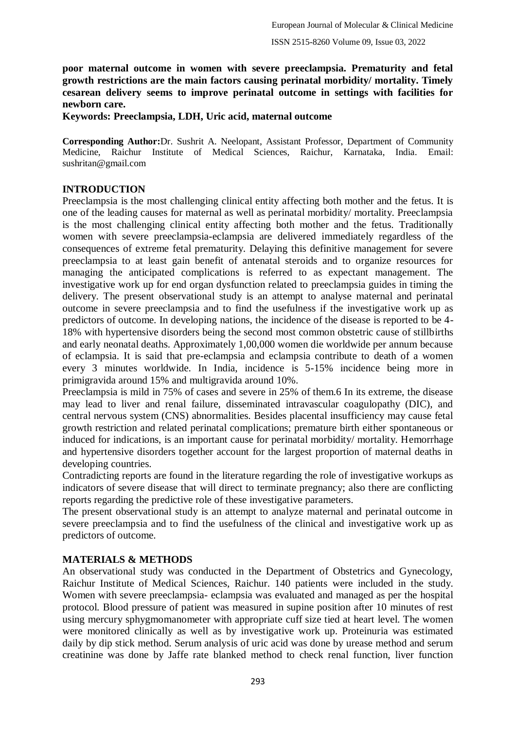**poor maternal outcome in women with severe preeclampsia. Prematurity and fetal growth restrictions are the main factors causing perinatal morbidity/ mortality. Timely cesarean delivery seems to improve perinatal outcome in settings with facilities for newborn care.**

**Keywords: Preeclampsia, LDH, Uric acid, maternal outcome**

**Corresponding Author:** Dr. Sushrit A. Neelopant, Assistant Professor, Department of Community Medicine, Raichur Institute of Medical Sciences, Raichur, Karnataka, India. Email: sushritan@gmail.com

## INTRODUCTION

Preeclampsia is the most challenging clinical entity affecting both mother and the fetus. It is one of the leading causes for maternal as well as perinatal morbidity/ mortality. Preeclampsia is the most challenging clinical entity affecting both mother and the fetus. Traditionally women with severe preeclampsia-eclampsia are delivered immediately regardless of the consequences of extreme fetal prematurity. Delaying this definitive management for severe preeclampsia to at least gain benefit of antenatal steroids and to organize resources for managing the anticipated complications is referred to as expectant management. The investigative work up for end organ dysfunction related to preeclampsia guides in timing the delivery. The present observational study is an attempt to analyse maternal and perinatal outcome in severe preeclampsia and to find the usefulness if the investigative work up as predictors of outcome. In developing nations, the incidence of the disease is reported to be 4-18% with hypertensive disorders being the second most common obstetric cause of stillbirths and early neonatal deaths. Approximately 1,00,000 women die worldwide per annum because of eclampsia. It is said that pre-eclampsia and eclampsia contribute to death of a women every 3 minutes worldwide. In India, incidence is 5-15% incidence being more in primigravida around 15% and multigravida around 10%.

Preeclampsia is mild in 75% of cases and severe in 25% of them.6 In its extreme, the disease may lead to liver and renal failure, disseminated intravascular coagulopathy (DIC), and central nervous system (CNS) abnormalities. Besides placental insufficiency may cause fetal growth restriction and related perinatal complications; premature birth either spontaneous or induced for indications, is an important cause for perinatal morbidity/ mortality. Hemorrhage and hypertensive disorders together account for the largest proportion of maternal deaths in developing countries.

Contradicting reports are found in the literature regarding the role of investigative workups as indicators of severe disease that will direct to terminate pregnancy; also there are conflicting reports regarding the predictive role of these investigative parameters.

The present observational study is an attempt to analyze maternal and perinatal outcome in severe preeclampsia and to find the usefulness of the clinical and investigative work up as predictors of outcome.

## MATERIALS & METHODS

An observational study was conducted in the Department of Obstetrics and Gynecology, Raichur Institute of Medical Sciences, Raichur. 140 patients were included in the study. Women with severe preeclampsia- eclampsia was evaluated and managed as per the hospital protocol. Blood pressure of patient was measured in supine position after 10 minutes of rest using mercury sphygmomanometer with appropriate cuff size tied at heart level. The women were monitored clinically as well as by investigative work up. Proteinuria was estimated daily by dip stick method. Serum analysis of uric acid was done by urease method and serum creatinine was done by Jaffe rate blanked method to check renal function, liver function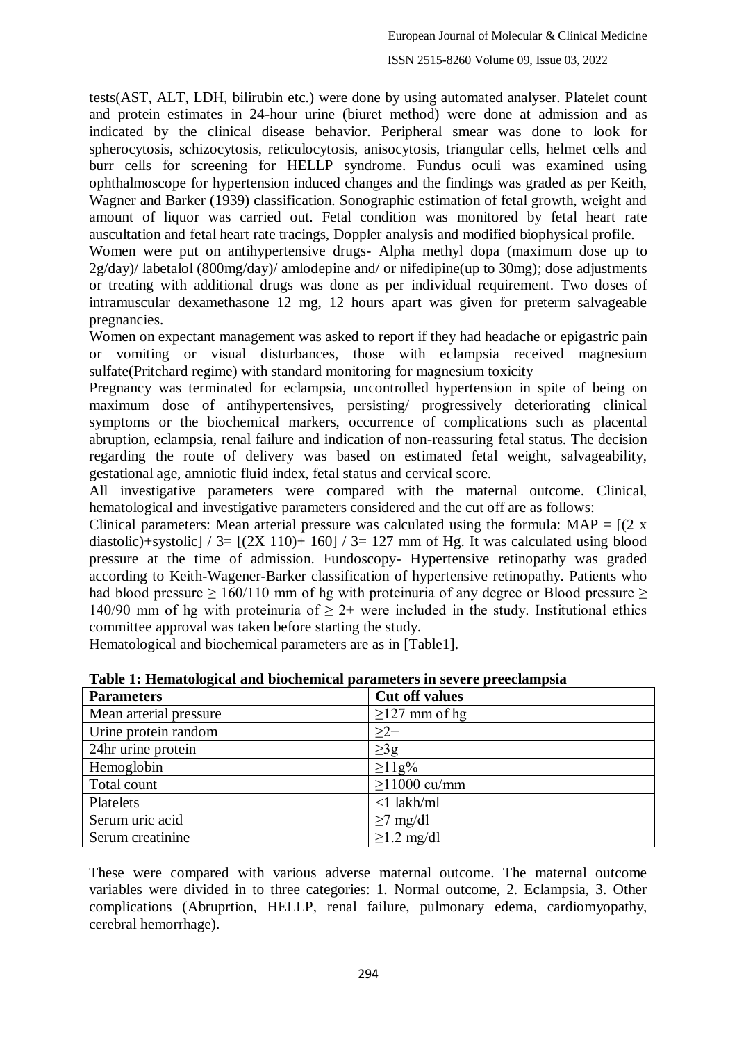tests(AST, ALT, LDH, bilirubin etc.) were done by using automated analyser. Platelet count and protein estimates in 24-hour urine (biuret method) were done at admission and as indicated by the clinical disease behavior. Peripheral smear was done to look for spherocytosis, schizocytosis, reticulocytosis, anisocytosis, triangular cells, helmet cells and burr cells for screening for HELLP syndrome. Fundus oculi was examined using ophthalmoscope for hypertension induced changes and the findings was graded as per Keith, Wagner and Barker (1939) classification. Sonographic estimation of fetal growth, weight and amount of liquor was carried out. Fetal condition was monitored by fetal heart rate auscultation and fetal heart rate tracings, Doppler analysis and modified biophysical profile.

Women were put on antihypertensive drugs- Alpha methyl dopa (maximum dose up to 2g/day)/ labetalol (800mg/day)/ amlodepine and/ or nifedipine(up to 30mg); dose adjustments or treating with additional drugs was done as per individual requirement. Two doses of intramuscular dexamethasone 12 mg, 12 hours apart was given for preterm salvageable pregnancies.

Women on expectant management was asked to report if they had headache or epigastric pain or vomiting or visual disturbances, those with eclampsia received magnesium sulfate(Pritchard regime) with standard monitoring for magnesium toxicity

Pregnancy was terminated for eclampsia, uncontrolled hypertension in spite of being on maximum dose of antihypertensives, persisting/ progressively deteriorating clinical symptoms or the biochemical markers, occurrence of complications such as placental abruption, eclampsia, renal failure and indication of non-reassuring fetal status. The decision regarding the route of delivery was based on estimated fetal weight, salvageability, gestational age, amniotic fluid index, fetal status and cervical score.

All investigative parameters were compared with the maternal outcome. Clinical, hematological and investigative parameters considered and the cut off are as follows:

Clinical parameters: Mean arterial pressure was calculated using the formula: $MAP = [(2 \times \text{diastolic})+\text{systolic}] / 3= [(2X\ 110)+ 160] / 3= 127$ mm of Hg. It was calculated using blood pressure at the time of admission. Fundoscopy- Hypertensive retinopathy was graded according to Keith-Wagener-Barker classification of hypertensive retinopathy. Patients who had blood pressure $\geq 160/110$ mm of hg with proteinuria of any degree or Blood pressure $\geq 140/90$ mm of hg with proteinuria of $\geq 2+$ were included in the study. Institutional ethics committee approval was taken before starting the study.

Hematological and biochemical parameters are as in [Table1].

**Table 1: Hematological and biochemical parameters in severe preeclampsia**

| Parameters | Cut off values |
|---|---|
| Mean arterial pressure | $\geq$127 mm of hg |
| Urine protein random | $\geq$2+ |
| 24hr urine protein | $\geq$3g |
| Hemoglobin | $\geq$11g% |
| Total count | $\geq$11000 cu/mm |
| Platelets | <1 lakh/ml |
| Serum uric acid | $\geq$7 mg/dl |
| Serum creatinine | $\geq$1.2 mg/dl |

These were compared with various adverse maternal outcome. The maternal outcome variables were divided in to three categories: 1. Normal outcome, 2. Eclampsia, 3. Other complications (Abruprtion, HELLP, renal failure, pulmonary edema, cardiomyopathy, cerebral hemorrhage).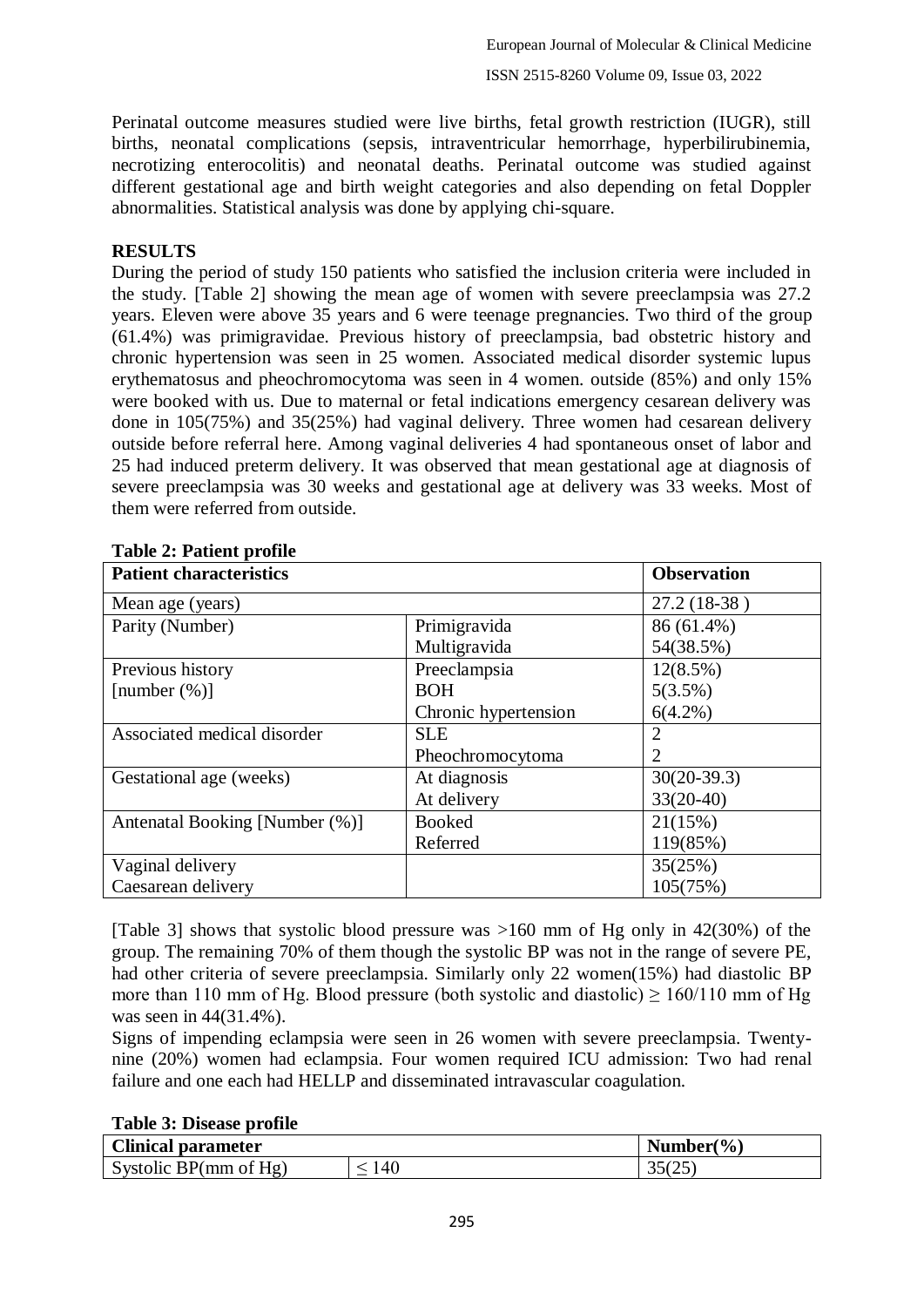Perinatal outcome measures studied were live births, fetal growth restriction (IUGR), still births, neonatal complications (sepsis, intraventricular hemorrhage, hyperbilirubinemia, necrotizing enterocolitis) and neonatal deaths. Perinatal outcome was studied against different gestational age and birth weight categories and also depending on fetal Doppler abnormalities. Statistical analysis was done by applying chi-square.

**RESULTS**

During the period of study 150 patients who satisfied the inclusion criteria were included in the study. [Table 2] showing the mean age of women with severe preeclampsia was 27.2 years. Eleven were above 35 years and 6 were teenage pregnancies. Two third of the group (61.4%) was primigravidae. Previous history of preeclampsia, bad obstetric history and chronic hypertension was seen in 25 women. Associated medical disorder systemic lupus erythematosus and pheochromocytoma was seen in 4 women. outside (85%) and only 15% were booked with us. Due to maternal or fetal indications emergency cesarean delivery was done in 105(75%) and 35(25%) had vaginal delivery. Three women had cesarean delivery outside before referral here. Among vaginal deliveries 4 had spontaneous onset of labor and 25 had induced preterm delivery. It was observed that mean gestational age at diagnosis of severe preeclampsia was 30 weeks and gestational age at delivery was 33 weeks. Most of them were referred from outside.

**Table 2: Patient profile**

| **Patient characteristics** | | **Observation** |
|---|---|---|
| Mean age (years) | | 27.2 (18-38 ) |
| Parity (Number) | Primigravida | 86 (61.4%) |
| | Multigravida | 54(38.5%) |
| Previous history [number (%)] | Preeclampsia | 12(8.5%) |
| | BOH | 5(3.5%) |
| | Chronic hypertension | 6(4.2%) |
| Associated medical disorder | SLE | 2 |
| | Pheochromocytoma | 2 |
| Gestational age (weeks) | At diagnosis | 30(20-39.3) |
| | At delivery | 33(20-40) |
| Antenatal Booking [Number (%)] | Booked | 21(15%) |
| | Referred | 119(85%) |
| Vaginal delivery | | 35(25%) |
| Caesarean delivery | | 105(75%) |

[Table 3] shows that systolic blood pressure was >160 mm of Hg only in 42(30%) of the group. The remaining 70% of them though the systolic BP was not in the range of severe PE, had other criteria of severe preeclampsia. Similarly only 22 women(15%) had diastolic BP more than 110 mm of Hg. Blood pressure (both systolic and diastolic) ≥ 160/110 mm of Hg was seen in 44(31.4%).

Signs of impending eclampsia were seen in 26 women with severe preeclampsia. Twenty-nine (20%) women had eclampsia. Four women required ICU admission: Two had renal failure and one each had HELLP and disseminated intravascular coagulation.

**Table 3: Disease profile**

| **Clinical parameter** | | **Number(%)** |
|---|---|---|
| Systolic BP(mm of Hg) | ≤ 140 | 35(25) |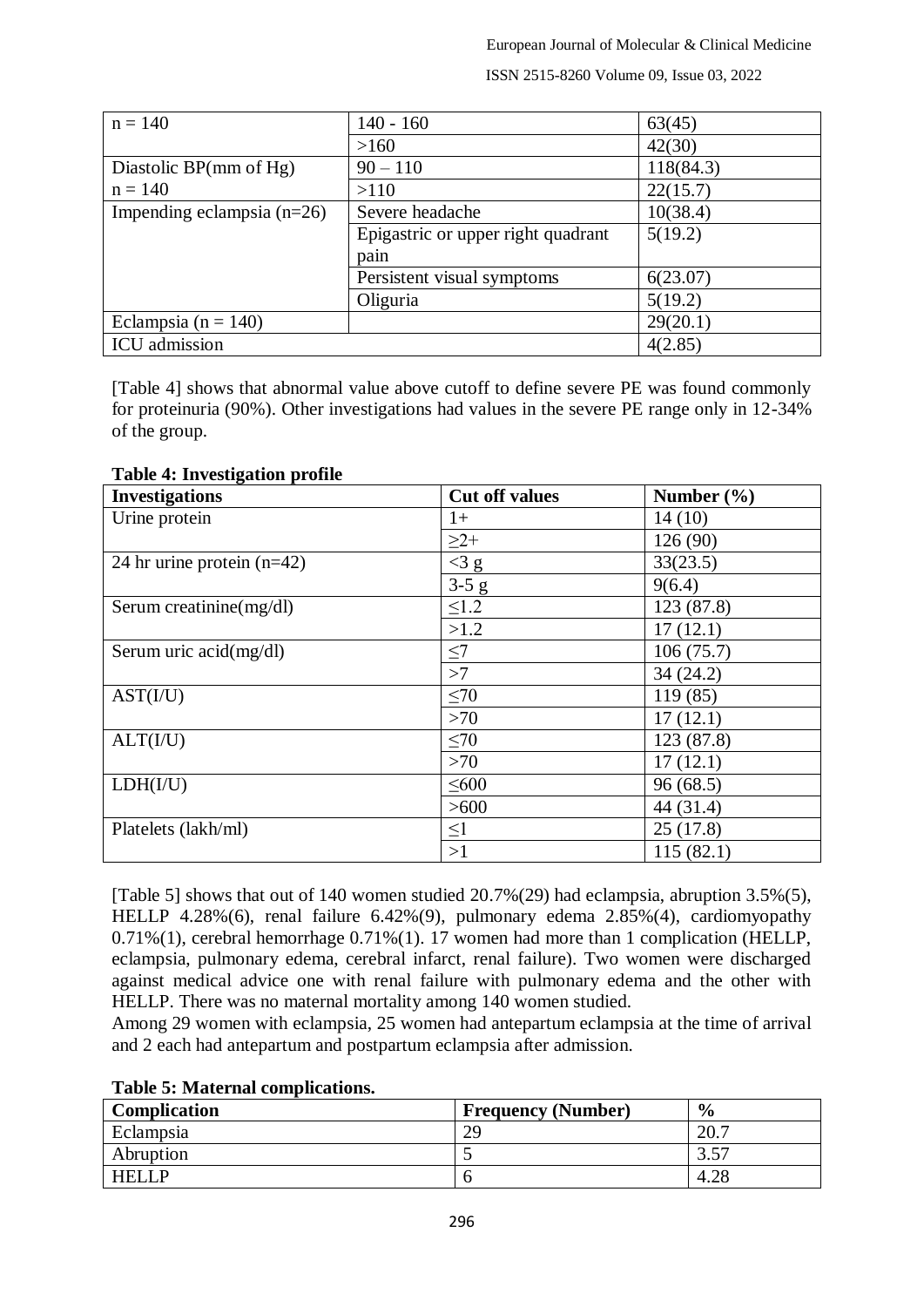| | | |
|---|---|---|
| n = 140 | 140 - 160 | 63(45) |
| | >160 | 42(30) |
| Diastolic BP(mm of Hg) | 90 – 110 | 118(84.3) |
| n = 140 | >110 | 22(15.7) |
| Impending eclampsia (n=26) | Severe headache | 10(38.4) |
| | Epigastric or upper right quadrant pain | 5(19.2) |
| | Persistent visual symptoms | 6(23.07) |
| | Oliguria | 5(19.2) |
| Eclampsia (n = 140) | | 29(20.1) |
| ICU admission | | 4(2.85) |

[Table 4] shows that abnormal value above cutoff to define severe PE was found commonly for proteinuria (90%). Other investigations had values in the severe PE range only in 12-34% of the group.

**Table 4: Investigation profile**

| Investigations | Cut off values | Number (%) |
|---|---|---|
| Urine protein | 1+ | 14 (10) |
| | ≥2+ | 126 (90) |
| 24 hr urine protein (n=42) | <3 g | 33(23.5) |
| | 3-5 g | 9(6.4) |
| Serum creatinine(mg/dl) | ≤1.2 | 123 (87.8) |
| | >1.2 | 17 (12.1) |
| Serum uric acid(mg/dl) | ≤7 | 106 (75.7) |
| | >7 | 34 (24.2) |
| AST(I/U) | ≤70 | 119 (85) |
| | >70 | 17 (12.1) |
| ALT(I/U) | ≤70 | 123 (87.8) |
| | >70 | 17 (12.1) |
| LDH(I/U) | ≤600 | 96 (68.5) |
| | >600 | 44 (31.4) |
| Platelets (lakh/ml) | ≤1 | 25 (17.8) |
| | >1 | 115 (82.1) |

[Table 5] shows that out of 140 women studied 20.7%(29) had eclampsia, abruption 3.5%(5), HELLP 4.28%(6), renal failure 6.42%(9), pulmonary edema 2.85%(4), cardiomyopathy 0.71%(1), cerebral hemorrhage 0.71%(1). 17 women had more than 1 complication (HELLP, eclampsia, pulmonary edema, cerebral infarct, renal failure). Two women were discharged against medical advice one with renal failure with pulmonary edema and the other with HELLP. There was no maternal mortality among 140 women studied.

Among 29 women with eclampsia, 25 women had antepartum eclampsia at the time of arrival and 2 each had antepartum and postpartum eclampsia after admission.

**Table 5: Maternal complications.**

| Complication | Frequency (Number) | % |
|---|---|---|
| Eclampsia | 29 | 20.7 |
| Abruption | 5 | 3.57 |
| HELLP | 6 | 4.28 |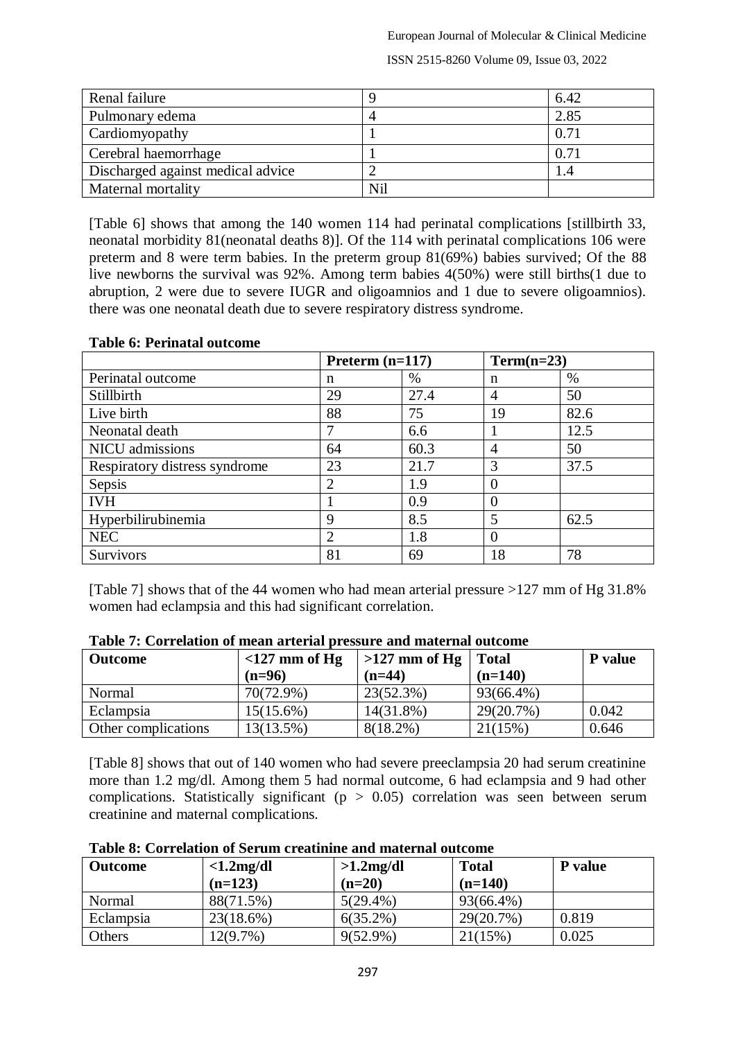| Renal failure | 9 | 6.42 |
|---|---|---|
| Pulmonary edema | 4 | 2.85 |
| Cardiomyopathy | 1 | 0.71 |
| Cerebral haemorrhage | 1 | 0.71 |
| Discharged against medical advice | 2 | 1.4 |
| Maternal mortality | Nil | |

[Table 6] shows that among the 140 women 114 had perinatal complications [stillbirth 33, neonatal morbidity 81(neonatal deaths 8)]. Of the 114 with perinatal complications 106 were preterm and 8 were term babies. In the preterm group 81(69%) babies survived; Of the 88 live newborns the survival was 92%. Among term babies 4(50%) were still births(1 due to abruption, 2 were due to severe IUGR and oligoamnios and 1 due to severe oligoamnios). there was one neonatal death due to severe respiratory distress syndrome.

**Table 6: Perinatal outcome**

| | Preterm (n=117) | | Term(n=23) | |
|---|---|---|---|---|
| Perinatal outcome | n | % | n | % |
| Stillbirth | 29 | 27.4 | 4 | 50 |
| Live birth | 88 | 75 | 19 | 82.6 |
| Neonatal death | 7 | 6.6 | 1 | 12.5 |
| NICU admissions | 64 | 60.3 | 4 | 50 |
| Respiratory distress syndrome | 23 | 21.7 | 3 | 37.5 |
| Sepsis | 2 | 1.9 | 0 | |
| IVH | 1 | 0.9 | 0 | |
| Hyperbilirubinemia | 9 | 8.5 | 5 | 62.5 |
| NEC | 2 | 1.8 | 0 | |
| Survivors | 81 | 69 | 18 | 78 |

[Table 7] shows that of the 44 women who had mean arterial pressure >127 mm of Hg 31.8% women had eclampsia and this had significant correlation.

**Table 7: Correlation of mean arterial pressure and maternal outcome**

| Outcome | <127 mm of Hg (n=96) | >127 mm of Hg (n=44) | Total (n=140) | P value |
|---|---|---|---|---|
| Normal | 70(72.9%) | 23(52.3%) | 93(66.4%) | |
| Eclampsia | 15(15.6%) | 14(31.8%) | 29(20.7%) | 0.042 |
| Other complications | 13(13.5%) | 8(18.2%) | 21(15%) | 0.646 |

[Table 8] shows that out of 140 women who had severe preeclampsia 20 had serum creatinine more than 1.2 mg/dl. Among them 5 had normal outcome, 6 had eclampsia and 9 had other complications. Statistically significant ($p > 0.05$) correlation was seen between serum creatinine and maternal complications.

**Table 8: Correlation of Serum creatinine and maternal outcome**

| Outcome | <1.2mg/dl (n=123) | >1.2mg/dl (n=20) | Total (n=140) | P value |
|---|---|---|---|---|
| Normal | 88(71.5%) | 5(29.4%) | 93(66.4%) | |
| Eclampsia | 23(18.6%) | 6(35.2%) | 29(20.7%) | 0.819 |
| Others | 12(9.7%) | 9(52.9%) | 21(15%) | 0.025 |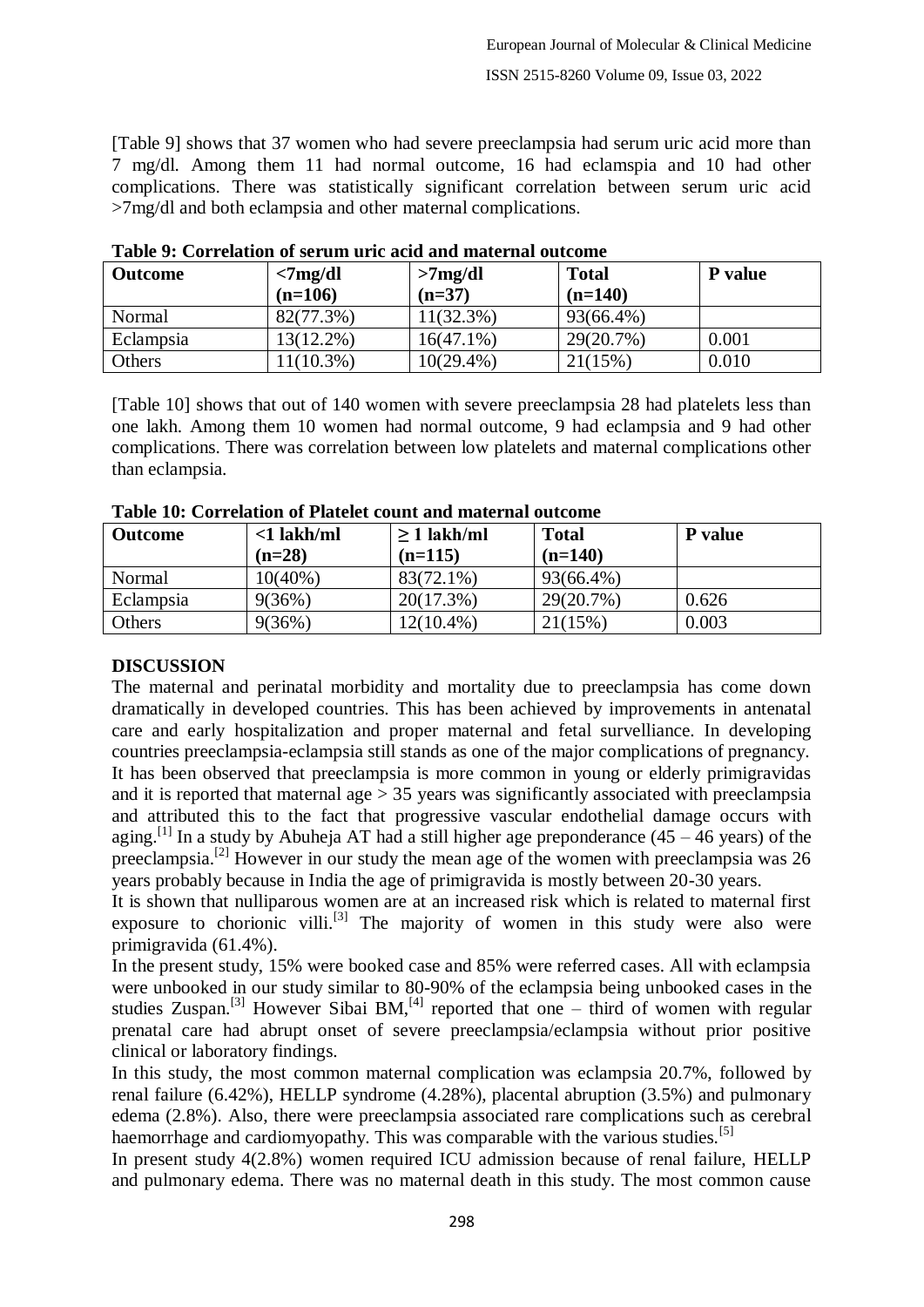[Table 9] shows that 37 women who had severe preeclampsia had serum uric acid more than 7 mg/dl. Among them 11 had normal outcome, 16 had eclamspia and 10 had other complications. There was statistically significant correlation between serum uric acid >7mg/dl and both eclampsia and other maternal complications.

**Table 9: Correlation of serum uric acid and maternal outcome**

| Outcome | <7mg/dl (n=106) | >7mg/dl (n=37) | Total (n=140) | P value |
|---|---|---|---|---|
| Normal | 82(77.3%) | 11(32.3%) | 93(66.4%) | |
| Eclampsia | 13(12.2%) | 16(47.1%) | 29(20.7%) | 0.001 |
| Others | 11(10.3%) | 10(29.4%) | 21(15%) | 0.010 |

[Table 10] shows that out of 140 women with severe preeclampsia 28 had platelets less than one lakh. Among them 10 women had normal outcome, 9 had eclampsia and 9 had other complications. There was correlation between low platelets and maternal complications other than eclampsia.

**Table 10: Correlation of Platelet count and maternal outcome**

| Outcome | <1 lakh/ml (n=28) | ≥ 1 lakh/ml (n=115) | Total (n=140) | P value |
|---|---|---|---|---|
| Normal | 10(40%) | 83(72.1%) | 93(66.4%) | |
| Eclampsia | 9(36%) | 20(17.3%) | 29(20.7%) | 0.626 |
| Others | 9(36%) | 12(10.4%) | 21(15%) | 0.003 |

## DISCUSSION

The maternal and perinatal morbidity and mortality due to preeclampsia has come down dramatically in developed countries. This has been achieved by improvements in antenatal care and early hospitalization and proper maternal and fetal survelliance. In developing countries preeclampsia-eclampsia still stands as one of the major complications of pregnancy. It has been observed that preeclampsia is more common in young or elderly primigravidas and it is reported that maternal age > 35 years was significantly associated with preeclampsia and attributed this to the fact that progressive vascular endothelial damage occurs with aging.[1] In a study by Abuheja AT had a still higher age preponderance (45 – 46 years) of the preeclampsia.[2] However in our study the mean age of the women with preeclampsia was 26 years probably because in India the age of primigravida is mostly between 20-30 years.

It is shown that nulliparous women are at an increased risk which is related to maternal first exposure to chorionic villi.[3] The majority of women in this study were also were primigravida (61.4%).

In the present study, 15% were booked case and 85% were referred cases. All with eclampsia were unbooked in our study similar to 80-90% of the eclampsia being unbooked cases in the studies Zuspan.[3] However Sibai BM,[4] reported that one – third of women with regular prenatal care had abrupt onset of severe preeclampsia/eclampsia without prior positive clinical or laboratory findings.

In this study, the most common maternal complication was eclampsia 20.7%, followed by renal failure (6.42%), HELLP syndrome (4.28%), placental abruption (3.5%) and pulmonary edema (2.8%). Also, there were preeclampsia associated rare complications such as cerebral haemorrhage and cardiomyopathy. This was comparable with the various studies.[5]

In present study 4(2.8%) women required ICU admission because of renal failure, HELLP and pulmonary edema. There was no maternal death in this study. The most common cause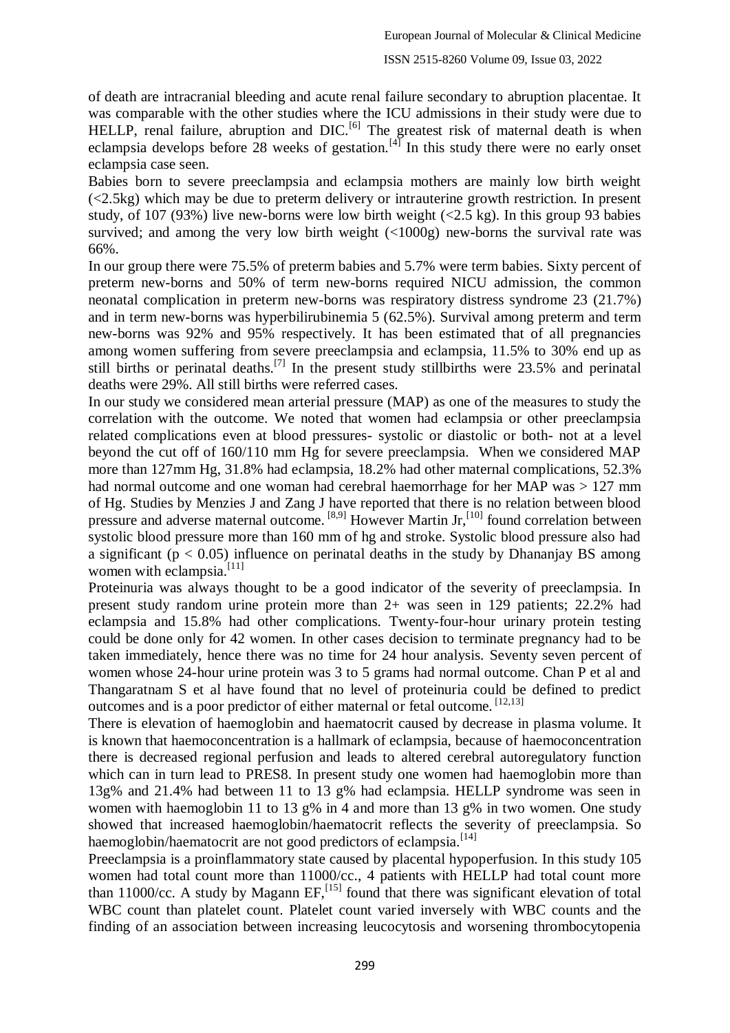of death are intracranial bleeding and acute renal failure secondary to abruption placentae. It was comparable with the other studies where the ICU admissions in their study were due to HELLP, renal failure, abruption and DIC.[6] The greatest risk of maternal death is when eclampsia develops before 28 weeks of gestation.[4] In this study there were no early onset eclampsia case seen.

Babies born to severe preeclampsia and eclampsia mothers are mainly low birth weight (<2.5kg) which may be due to preterm delivery or intrauterine growth restriction. In present study, of 107 (93%) live new-borns were low birth weight (<2.5 kg). In this group 93 babies survived; and among the very low birth weight (<1000g) new-borns the survival rate was 66%.

In our group there were 75.5% of preterm babies and 5.7% were term babies. Sixty percent of preterm new-borns and 50% of term new-borns required NICU admission, the common neonatal complication in preterm new-borns was respiratory distress syndrome 23 (21.7%) and in term new-borns was hyperbilirubinemia 5 (62.5%). Survival among preterm and term new-borns was 92% and 95% respectively. It has been estimated that of all pregnancies among women suffering from severe preeclampsia and eclampsia, 11.5% to 30% end up as still births or perinatal deaths.[7] In the present study stillbirths were 23.5% and perinatal deaths were 29%. All still births were referred cases.

In our study we considered mean arterial pressure (MAP) as one of the measures to study the correlation with the outcome. We noted that women had eclampsia or other preeclampsia related complications even at blood pressures- systolic or diastolic or both- not at a level beyond the cut off of 160/110 mm Hg for severe preeclampsia. When we considered MAP more than 127mm Hg, 31.8% had eclampsia, 18.2% had other maternal complications, 52.3% had normal outcome and one woman had cerebral haemorrhage for her MAP was > 127 mm of Hg. Studies by Menzies J and Zang J have reported that there is no relation between blood pressure and adverse maternal outcome.[8,9] However Martin Jr,[10] found correlation between systolic blood pressure more than 160 mm of hg and stroke. Systolic blood pressure also had a significant ($p < 0.05$) influence on perinatal deaths in the study by Dhananjay BS among women with eclampsia.[11]

Proteinuria was always thought to be a good indicator of the severity of preeclampsia. In present study random urine protein more than 2+ was seen in 129 patients; 22.2% had eclampsia and 15.8% had other complications. Twenty-four-hour urinary protein testing could be done only for 42 women. In other cases decision to terminate pregnancy had to be taken immediately, hence there was no time for 24 hour analysis. Seventy seven percent of women whose 24-hour urine protein was 3 to 5 grams had normal outcome. Chan P et al and Thangaratnam S et al have found that no level of proteinuria could be defined to predict outcomes and is a poor predictor of either maternal or fetal outcome.[12,13]

There is elevation of haemoglobin and haematocrit caused by decrease in plasma volume. It is known that haemoconcentration is a hallmark of eclampsia, because of haemoconcentration there is decreased regional perfusion and leads to altered cerebral autoregulatory function which can in turn lead to PRES8. In present study one women had haemoglobin more than 13g% and 21.4% had between 11 to 13 g% had eclampsia. HELLP syndrome was seen in women with haemoglobin 11 to 13 g% in 4 and more than 13 g% in two women. One study showed that increased haemoglobin/haematocrit reflects the severity of preeclampsia. So haemoglobin/haematocrit are not good predictors of eclampsia.[14]

Preeclampsia is a proinflammatory state caused by placental hypoperfusion. In this study 105 women had total count more than 11000/cc., 4 patients with HELLP had total count more than 11000/cc. A study by Magann EF,[15] found that there was significant elevation of total WBC count than platelet count. Platelet count varied inversely with WBC counts and the finding of an association between increasing leucocytosis and worsening thrombocytopenia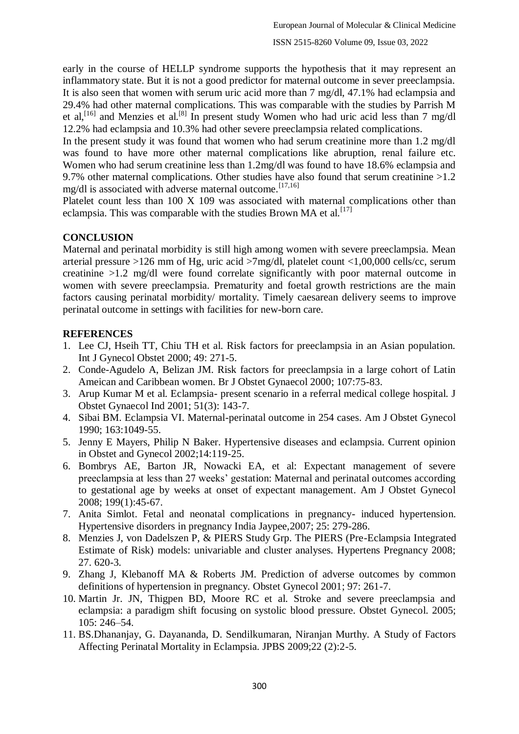early in the course of HELLP syndrome supports the hypothesis that it may represent an inflammatory state. But it is not a good predictor for maternal outcome in sever preeclampsia. It is also seen that women with serum uric acid more than 7 mg/dl, 47.1% had eclampsia and 29.4% had other maternal complications. This was comparable with the studies by Parrish M et al,[16] and Menzies et al.[8] In present study Women who had uric acid less than 7 mg/dl 12.2% had eclampsia and 10.3% had other severe preeclampsia related complications.

In the present study it was found that women who had serum creatinine more than 1.2 mg/dl was found to have more other maternal complications like abruption, renal failure etc. Women who had serum creatinine less than 1.2mg/dl was found to have 18.6% eclampsia and 9.7% other maternal complications. Other studies have also found that serum creatinine >1.2 mg/dl is associated with adverse maternal outcome.[17,16]

Platelet count less than 100 X 109 was associated with maternal complications other than eclampsia. This was comparable with the studies Brown MA et al.[17]

## CONCLUSION

Maternal and perinatal morbidity is still high among women with severe preeclampsia. Mean arterial pressure >126 mm of Hg, uric acid >7mg/dl, platelet count <1,00,000 cells/cc, serum creatinine >1.2 mg/dl were found correlate significantly with poor maternal outcome in women with severe preeclampsia. Prematurity and foetal growth restrictions are the main factors causing perinatal morbidity/ mortality. Timely caesarean delivery seems to improve perinatal outcome in settings with facilities for new-born care.

## REFERENCES

1. Lee CJ, Hseih TT, Chiu TH et al. Risk factors for preeclampsia in an Asian population. Int J Gynecol Obstet 2000; 49: 271-5.
2. Conde-Agudelo A, Belizan JM. Risk factors for preeclampsia in a large cohort of Latin Ameican and Caribbean women. Br J Obstet Gynaecol 2000; 107:75-83.
3. Arup Kumar M et al. Eclampsia- present scenario in a referral medical college hospital. J Obstet Gynaecol Ind 2001; 51(3): 143-7.
4. Sibai BM. Eclampsia VI. Maternal-perinatal outcome in 254 cases. Am J Obstet Gynecol 1990; 163:1049-55.
5. Jenny E Mayers, Philip N Baker. Hypertensive diseases and eclampsia. Current opinion in Obstet and Gynecol 2002;14:119-25.
6. Bombrys AE, Barton JR, Nowacki EA, et al: Expectant management of severe preeclampsia at less than 27 weeks' gestation: Maternal and perinatal outcomes according to gestational age by weeks at onset of expectant management. Am J Obstet Gynecol 2008; 199(1):45-67.
7. Anita Simlot. Fetal and neonatal complications in pregnancy- induced hypertension. Hypertensive disorders in pregnancy India Jaypee,2007; 25: 279-286.
8. Menzies J, von Dadelszen P, & PIERS Study Grp. The PIERS (Pre-Eclampsia Integrated Estimate of Risk) models: univariable and cluster analyses. Hypertens Pregnancy 2008; 27. 620-3.
9. Zhang J, Klebanoff MA & Roberts JM. Prediction of adverse outcomes by common definitions of hypertension in pregnancy. Obstet Gynecol 2001; 97: 261-7.
10. Martin Jr. JN, Thigpen BD, Moore RC et al. Stroke and severe preeclampsia and eclampsia: a paradigm shift focusing on systolic blood pressure. Obstet Gynecol. 2005; 105: 246–54.
11. BS.Dhananjay, G. Dayananda, D. Sendilkumaran, Niranjan Murthy. A Study of Factors Affecting Perinatal Mortality in Eclampsia. JPBS 2009;22 (2):2-5.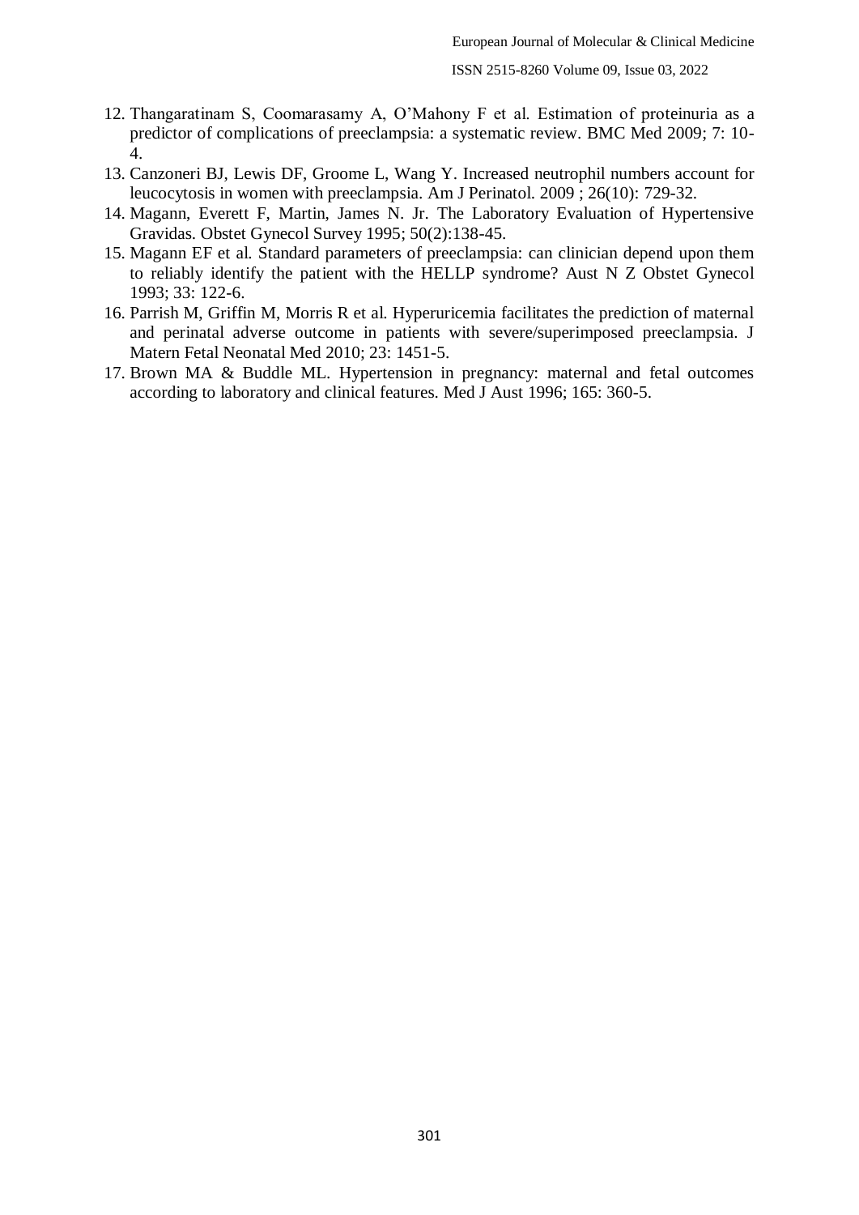12. Thangaratinam S, Coomarasamy A, O'Mahony F et al. Estimation of proteinuria as a predictor of complications of preeclampsia: a systematic review. BMC Med 2009; 7: 10-4.
13. Canzoneri BJ, Lewis DF, Groome L, Wang Y. Increased neutrophil numbers account for leucocytosis in women with preeclampsia. Am J Perinatol. 2009 ; 26(10): 729-32.
14. Magann, Everett F, Martin, James N. Jr. The Laboratory Evaluation of Hypertensive Gravidas. Obstet Gynecol Survey 1995; 50(2):138-45.
15. Magann EF et al. Standard parameters of preeclampsia: can clinician depend upon them to reliably identify the patient with the HELLP syndrome? Aust N Z Obstet Gynecol 1993; 33: 122-6.
16. Parrish M, Griffin M, Morris R et al. Hyperuricemia facilitates the prediction of maternal and perinatal adverse outcome in patients with severe/superimposed preeclampsia. J Matern Fetal Neonatal Med 2010; 23: 1451-5.
17. Brown MA & Buddle ML. Hypertension in pregnancy: maternal and fetal outcomes according to laboratory and clinical features. Med J Aust 1996; 165: 360-5.